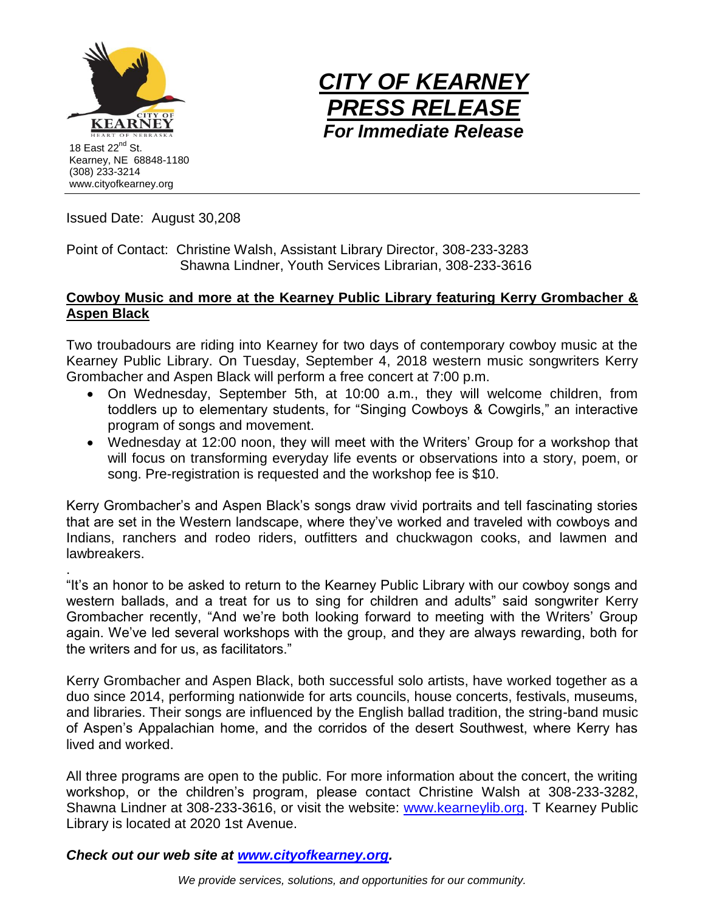18 East 22nd St.
Kearney, NE 68848-1180
(308) 233-3214
www.cityofkearney.org

# *CITY OF KEARNEY PRESS RELEASE*

***For Immediate Release***

Issued Date: August 30,208

Point of Contact: Christine Walsh, Assistant Library Director, 308-233-3283
Shawna Lindner, Youth Services Librarian, 308-233-3616

## Cowboy Music and more at the Kearney Public Library featuring Kerry Grombacher & Aspen Black

Two troubadours are riding into Kearney for two days of contemporary cowboy music at the Kearney Public Library. On Tuesday, September 4, 2018 western music songwriters Kerry Grombacher and Aspen Black will perform a free concert at 7:00 p.m.

- On Wednesday, September 5th, at 10:00 a.m., they will welcome children, from toddlers up to elementary students, for "Singing Cowboys & Cowgirls," an interactive program of songs and movement.
- Wednesday at 12:00 noon, they will meet with the Writers' Group for a workshop that will focus on transforming everyday life events or observations into a story, poem, or song. Pre-registration is requested and the workshop fee is $10.

Kerry Grombacher's and Aspen Black's songs draw vivid portraits and tell fascinating stories that are set in the Western landscape, where they've worked and traveled with cowboys and Indians, ranchers and rodeo riders, outfitters and chuckwagon cooks, and lawmen and lawbreakers.

.
"It's an honor to be asked to return to the Kearney Public Library with our cowboy songs and western ballads, and a treat for us to sing for children and adults" said songwriter Kerry Grombacher recently, "And we're both looking forward to meeting with the Writers' Group again. We've led several workshops with the group, and they are always rewarding, both for the writers and for us, as facilitators."

Kerry Grombacher and Aspen Black, both successful solo artists, have worked together as a duo since 2014, performing nationwide for arts councils, house concerts, festivals, museums, and libraries. Their songs are influenced by the English ballad tradition, the string-band music of Aspen's Appalachian home, and the corridos of the desert Southwest, where Kerry has lived and worked.

All three programs are open to the public. For more information about the concert, the writing workshop, or the children's program, please contact Christine Walsh at 308-233-3282, Shawna Lindner at 308-233-3616, or visit the website: www.kearneylib.org. T Kearney Public Library is located at 2020 1st Avenue.

***Check out our web site at www.cityofkearney.org.***

*We provide services, solutions, and opportunities for our community.*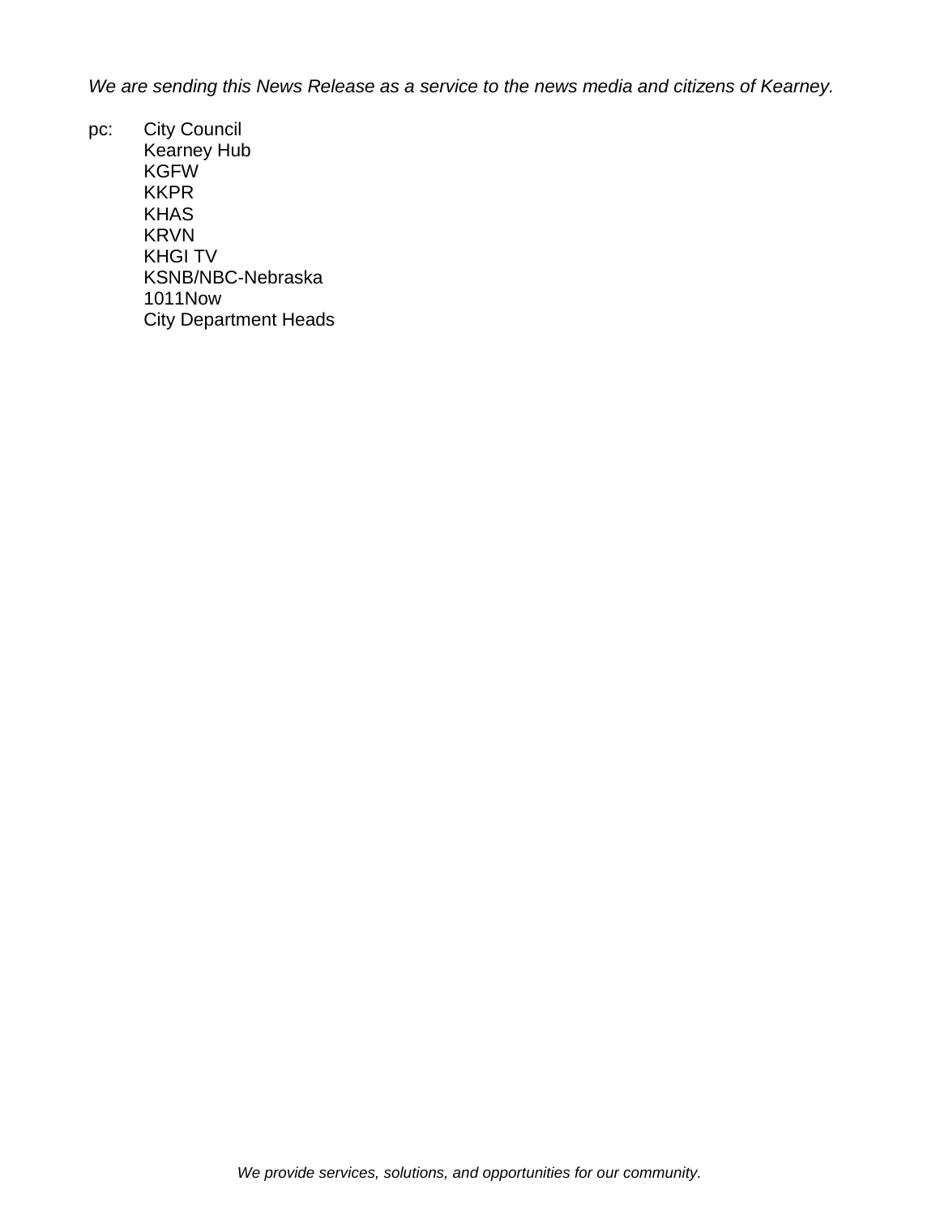*We are sending this News Release as a service to the news media and citizens of Kearney.*

pc: City Council
Kearney Hub
KGFW
KKPR
KHAS
KRVN
KHGI TV
KSNB/NBC-Nebraska
1011Now
City Department Heads

*We provide services, solutions, and opportunities for our community.*